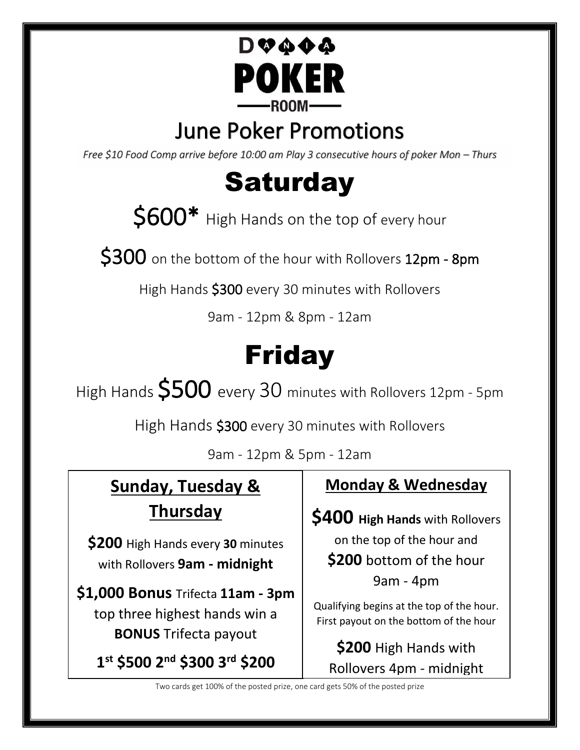# DANIA POKER ROOM

## June Poker Promotions

*Free $10 Food Comp arrive before 10:00 am Play 3 consecutive hours of poker Mon – Thurs*

# Saturday

$600* High Hands on the top of every hour

$300 on the bottom of the hour with Rollovers 12pm - 8pm

High Hands $300 every 30 minutes with Rollovers

9am - 12pm & 8pm - 12am

# Friday

High Hands $500 every 30 minutes with Rollovers 12pm - 5pm

High Hands $300 every 30 minutes with Rollovers

9am - 12pm & 5pm - 12am

## Sunday, Tuesday & Thursday

**$200** High Hands every **30** minutes with Rollovers **9am - midnight**

**$1,000 Bonus** Trifecta **11am - 3pm** top three highest hands win a **BONUS** Trifecta payout

**1st $500 2nd $300 3rd $200**

## Monday & Wednesday

**$400 High Hands** with Rollovers on the top of the hour and **$200** bottom of the hour 9am - 4pm

Qualifying begins at the top of the hour. First payout on the bottom of the hour

**$200** High Hands with Rollovers 4pm - midnight

Two cards get 100% of the posted prize, one card gets 50% of the posted prize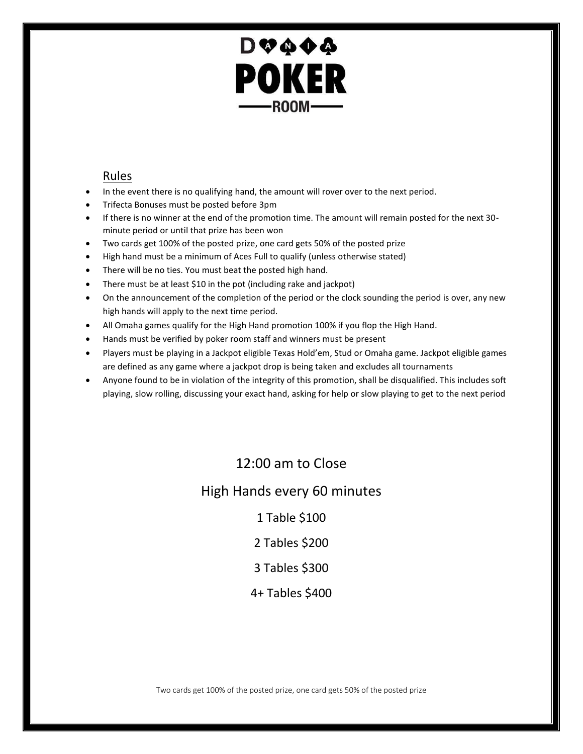# DANIA POKER ROOM

## Rules

- In the event there is no qualifying hand, the amount will rover over to the next period.
- Trifecta Bonuses must be posted before 3pm
- If there is no winner at the end of the promotion time. The amount will remain posted for the next 30-minute period or until that prize has been won
- Two cards get 100% of the posted prize, one card gets 50% of the posted prize
- High hand must be a minimum of Aces Full to qualify (unless otherwise stated)
- There will be no ties. You must beat the posted high hand.
- There must be at least $10 in the pot (including rake and jackpot)
- On the announcement of the completion of the period or the clock sounding the period is over, any new high hands will apply to the next time period.
- All Omaha games qualify for the High Hand promotion 100% if you flop the High Hand.
- Hands must be verified by poker room staff and winners must be present
- Players must be playing in a Jackpot eligible Texas Hold'em, Stud or Omaha game. Jackpot eligible games are defined as any game where a jackpot drop is being taken and excludes all tournaments
- Anyone found to be in violation of the integrity of this promotion, shall be disqualified. This includes soft playing, slow rolling, discussing your exact hand, asking for help or slow playing to get to the next period

12:00 am to Close

High Hands every 60 minutes

1 Table $100

2 Tables $200

3 Tables $300

4+ Tables $400

Two cards get 100% of the posted prize, one card gets 50% of the posted prize